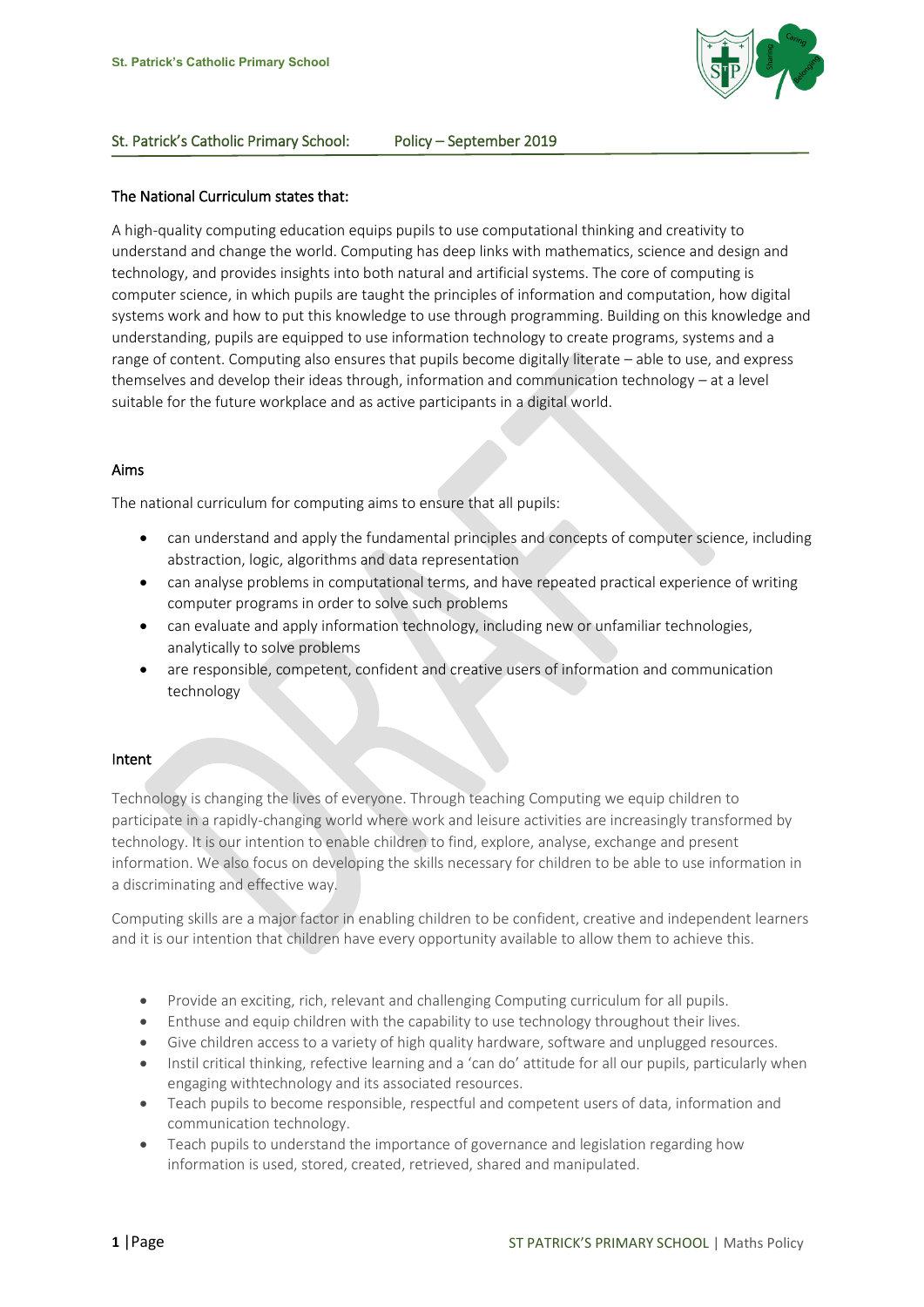St. Patrick's Catholic Primary School: Policy – September 2019

## The National Curriculum states that:

A high-quality computing education equips pupils to use computational thinking and creativity to understand and change the world. Computing has deep links with mathematics, science and design and technology, and provides insights into both natural and artificial systems. The core of computing is computer science, in which pupils are taught the principles of information and computation, how digital systems work and how to put this knowledge to use through programming. Building on this knowledge and understanding, pupils are equipped to use information technology to create programs, systems and a range of content. Computing also ensures that pupils become digitally literate – able to use, and express themselves and develop their ideas through, information and communication technology – at a level suitable for the future workplace and as active participants in a digital world.

## Aims

The national curriculum for computing aims to ensure that all pupils:

- can understand and apply the fundamental principles and concepts of computer science, including abstraction, logic, algorithms and data representation
- can analyse problems in computational terms, and have repeated practical experience of writing computer programs in order to solve such problems
- can evaluate and apply information technology, including new or unfamiliar technologies, analytically to solve problems
- are responsible, competent, confident and creative users of information and communication technology

## Intent

Technology is changing the lives of everyone. Through teaching Computing we equip children to participate in a rapidly-changing world where work and leisure activities are increasingly transformed by technology. It is our intention to enable children to find, explore, analyse, exchange and present information. We also focus on developing the skills necessary for children to be able to use information in a discriminating and effective way.

Computing skills are a major factor in enabling children to be confident, creative and independent learners and it is our intention that children have every opportunity available to allow them to achieve this.

- Provide an exciting, rich, relevant and challenging Computing curriculum for all pupils.
- Enthuse and equip children with the capability to use technology throughout their lives.
- Give children access to a variety of high quality hardware, software and unplugged resources.
- Instil critical thinking, refective learning and a 'can do' attitude for all our pupils, particularly when engaging withtechnology and its associated resources.
- Teach pupils to become responsible, respectful and competent users of data, information and communication technology.
- Teach pupils to understand the importance of governance and legislation regarding how information is used, stored, created, retrieved, shared and manipulated.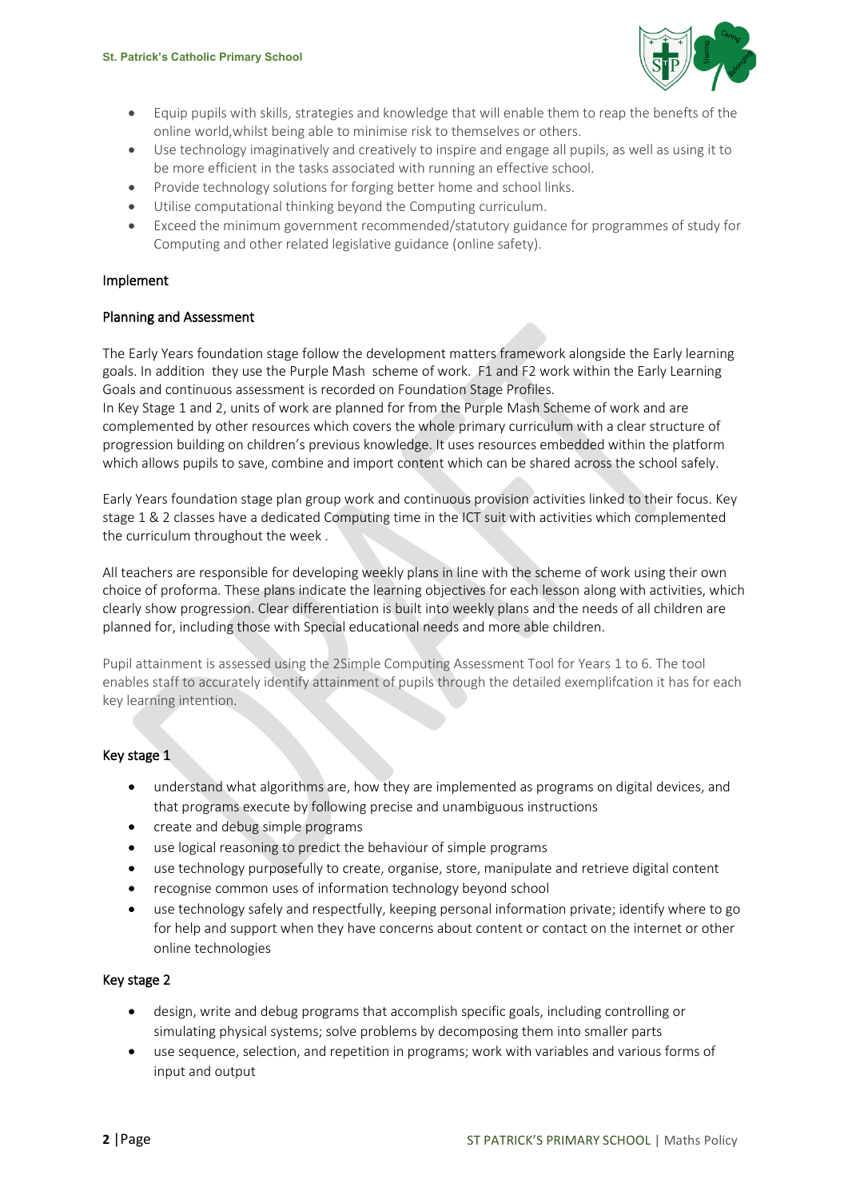- Equip pupils with skills, strategies and knowledge that will enable them to reap the benefits of the online world,whilst being able to minimise risk to themselves or others.
- Use technology imaginatively and creatively to inspire and engage all pupils, as well as using it to be more efficient in the tasks associated with running an effective school.
- Provide technology solutions for forging better home and school links.
- Utilise computational thinking beyond the Computing curriculum.
- Exceed the minimum government recommended/statutory guidance for programmes of study for Computing and other related legislative guidance (online safety).

## Implement

### Planning and Assessment

The Early Years foundation stage follow the development matters framework alongside the Early learning goals. In addition they use the Purple Mash scheme of work. F1 and F2 work within the Early Learning Goals and continuous assessment is recorded on Foundation Stage Profiles.
In Key Stage 1 and 2, units of work are planned for from the Purple Mash Scheme of work and are complemented by other resources which covers the whole primary curriculum with a clear structure of progression building on children's previous knowledge. It uses resources embedded within the platform which allows pupils to save, combine and import content which can be shared across the school safely.

Early Years foundation stage plan group work and continuous provision activities linked to their focus. Key stage 1 & 2 classes have a dedicated Computing time in the ICT suit with activities which complemented the curriculum throughout the week .

All teachers are responsible for developing weekly plans in line with the scheme of work using their own choice of proforma. These plans indicate the learning objectives for each lesson along with activities, which clearly show progression. Clear differentiation is built into weekly plans and the needs of all children are planned for, including those with Special educational needs and more able children.

Pupil attainment is assessed using the 2Simple Computing Assessment Tool for Years 1 to 6. The tool enables staff to accurately identify attainment of pupils through the detailed exemplifcation it has for each key learning intention.

### Key stage 1

- understand what algorithms are, how they are implemented as programs on digital devices, and that programs execute by following precise and unambiguous instructions
- create and debug simple programs
- use logical reasoning to predict the behaviour of simple programs
- use technology purposefully to create, organise, store, manipulate and retrieve digital content
- recognise common uses of information technology beyond school
- use technology safely and respectfully, keeping personal information private; identify where to go for help and support when they have concerns about content or contact on the internet or other online technologies

### Key stage 2

- design, write and debug programs that accomplish specific goals, including controlling or simulating physical systems; solve problems by decomposing them into smaller parts
- use sequence, selection, and repetition in programs; work with variables and various forms of input and output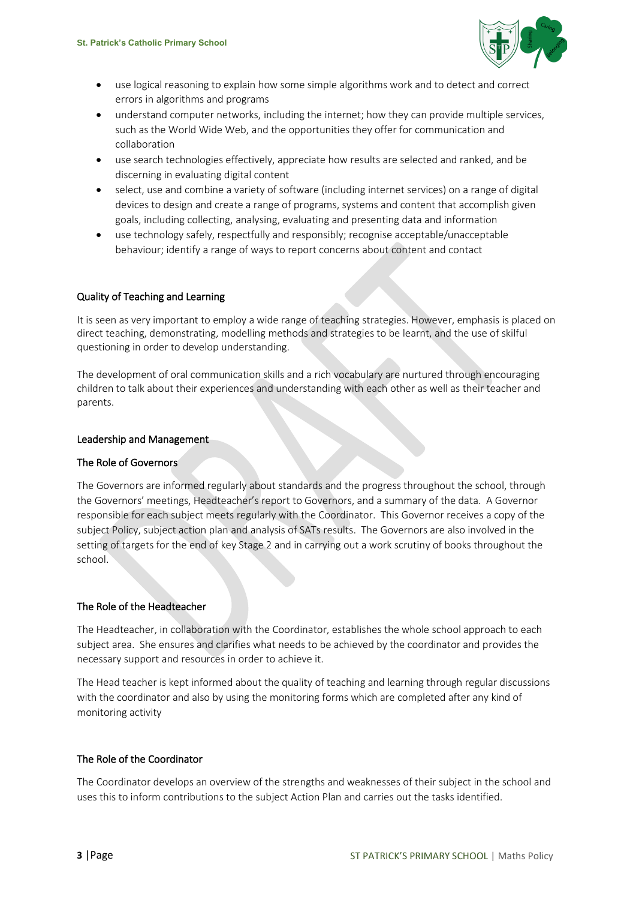- use logical reasoning to explain how some simple algorithms work and to detect and correct errors in algorithms and programs
- understand computer networks, including the internet; how they can provide multiple services, such as the World Wide Web, and the opportunities they offer for communication and collaboration
- use search technologies effectively, appreciate how results are selected and ranked, and be discerning in evaluating digital content
- select, use and combine a variety of software (including internet services) on a range of digital devices to design and create a range of programs, systems and content that accomplish given goals, including collecting, analysing, evaluating and presenting data and information
- use technology safely, respectfully and responsibly; recognise acceptable/unacceptable behaviour; identify a range of ways to report concerns about content and contact

## Quality of Teaching and Learning

It is seen as very important to employ a wide range of teaching strategies. However, emphasis is placed on direct teaching, demonstrating, modelling methods and strategies to be learnt, and the use of skilful questioning in order to develop understanding.

The development of oral communication skills and a rich vocabulary are nurtured through encouraging children to talk about their experiences and understanding with each other as well as their teacher and parents.

## Leadership and Management

### The Role of Governors

The Governors are informed regularly about standards and the progress throughout the school, through the Governors' meetings, Headteacher's report to Governors, and a summary of the data. A Governor responsible for each subject meets regularly with the Coordinator. This Governor receives a copy of the subject Policy, subject action plan and analysis of SATs results. The Governors are also involved in the setting of targets for the end of key Stage 2 and in carrying out a work scrutiny of books throughout the school.

### The Role of the Headteacher

The Headteacher, in collaboration with the Coordinator, establishes the whole school approach to each subject area. She ensures and clarifies what needs to be achieved by the coordinator and provides the necessary support and resources in order to achieve it.

The Head teacher is kept informed about the quality of teaching and learning through regular discussions with the coordinator and also by using the monitoring forms which are completed after any kind of monitoring activity

### The Role of the Coordinator

The Coordinator develops an overview of the strengths and weaknesses of their subject in the school and uses this to inform contributions to the subject Action Plan and carries out the tasks identified.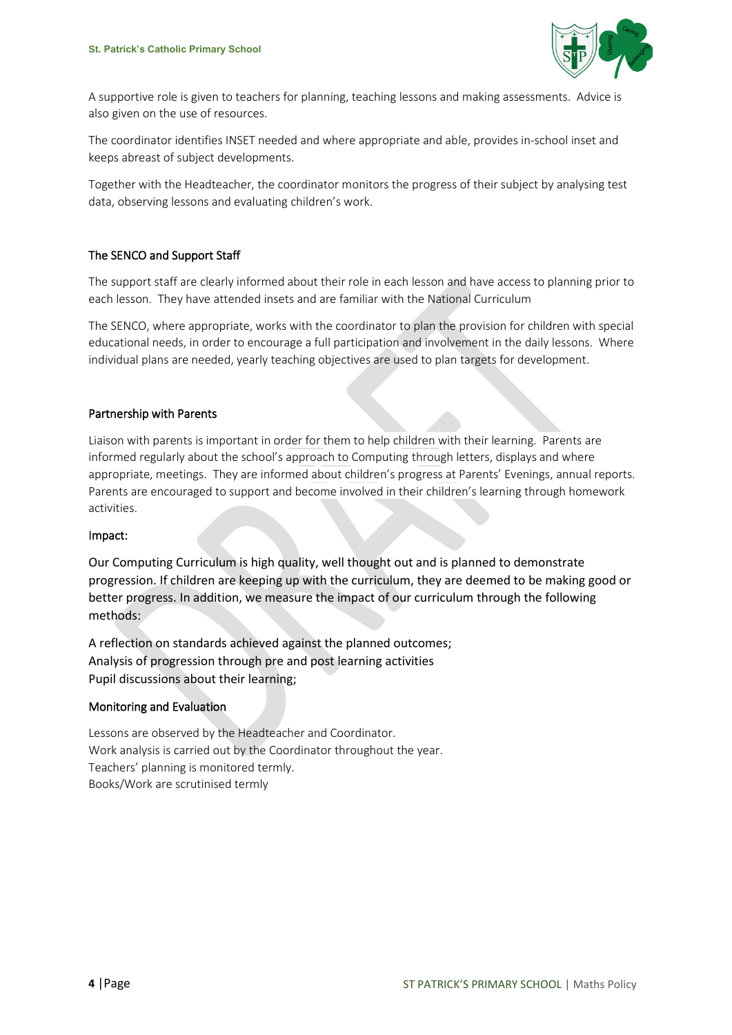A supportive role is given to teachers for planning, teaching lessons and making assessments. Advice is also given on the use of resources.

The coordinator identifies INSET needed and where appropriate and able, provides in-school inset and keeps abreast of subject developments.

Together with the Headteacher, the coordinator monitors the progress of their subject by analysing test data, observing lessons and evaluating children's work.

## The SENCO and Support Staff

The support staff are clearly informed about their role in each lesson and have access to planning prior to each lesson. They have attended insets and are familiar with the National Curriculum

The SENCO, where appropriate, works with the coordinator to plan the provision for children with special educational needs, in order to encourage a full participation and involvement in the daily lessons. Where individual plans are needed, yearly teaching objectives are used to plan targets for development.

## Partnership with Parents

Liaison with parents is important in order for them to help children with their learning. Parents are informed regularly about the school's approach to Computing through letters, displays and where appropriate, meetings. They are informed about children's progress at Parents' Evenings, annual reports. Parents are encouraged to support and become involved in their children's learning through homework activities.

## Impact:

Our Computing Curriculum is high quality, well thought out and is planned to demonstrate progression. If children are keeping up with the curriculum, they are deemed to be making good or better progress. In addition, we measure the impact of our curriculum through the following methods:

A reflection on standards achieved against the planned outcomes;
Analysis of progression through pre and post learning activities
Pupil discussions about their learning;

## Monitoring and Evaluation

Lessons are observed by the Headteacher and Coordinator.
Work analysis is carried out by the Coordinator throughout the year.
Teachers' planning is monitored termly.
Books/Work are scrutinised termly